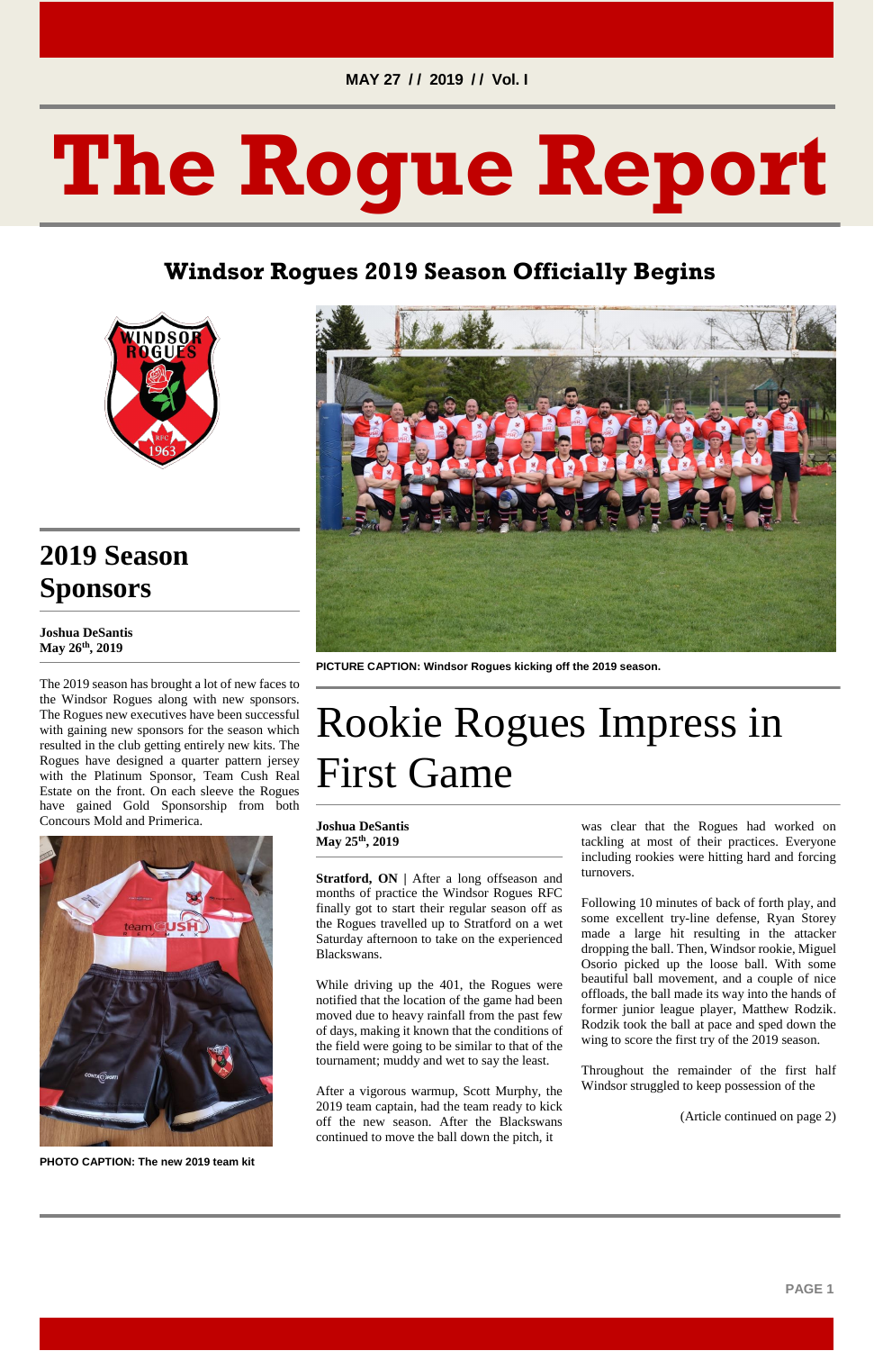MAY 27 // 2019 // Vol. I

# The Rogue Report

## Windsor Rogues 2019 Season Officially Begins

PICTURE CAPTION: Windsor Rogues kicking off the 2019 season.

## 2019 Season Sponsors

**Joshua DeSantis**
**May 26th, 2019**

The 2019 season has brought a lot of new faces to the Windsor Rogues along with new sponsors. The Rogues new executives have been successful with gaining new sponsors for the season which resulted in the club getting entirely new kits. The Rogues have designed a quarter pattern jersey with the Platinum Sponsor, Team Cush Real Estate on the front. On each sleeve the Rogues have gained Gold Sponsorship from both Concours Mold and Primerica.

PHOTO CAPTION: The new 2019 team kit

## Rookie Rogues Impress in First Game

**Joshua DeSantis**
**May 25th, 2019**

**Stratford, ON** | After a long offseason and months of practice the Windsor Rogues RFC finally got to start their regular season off as the Rogues travelled up to Stratford on a wet Saturday afternoon to take on the experienced Blackswans.

While driving up the 401, the Rogues were notified that the location of the game had been moved due to heavy rainfall from the past few of days, making it known that the conditions of the field were going to be similar to that of the tournament; muddy and wet to say the least.

After a vigorous warmup, Scott Murphy, the 2019 team captain, had the team ready to kick off the new season. After the Blackswans continued to move the ball down the pitch, it was clear that the Rogues had worked on tackling at most of their practices. Everyone including rookies were hitting hard and forcing turnovers.

Following 10 minutes of back of forth play, and some excellent try-line defense, Ryan Storey made a large hit resulting in the attacker dropping the ball. Then, Windsor rookie, Miguel Osorio picked up the loose ball. With some beautiful ball movement, and a couple of nice offloads, the ball made its way into the hands of former junior league player, Matthew Rodzik. Rodzik took the ball at pace and sped down the wing to score the first try of the 2019 season.

Throughout the remainder of the first half Windsor struggled to keep possession of the

(Article continued on page 2)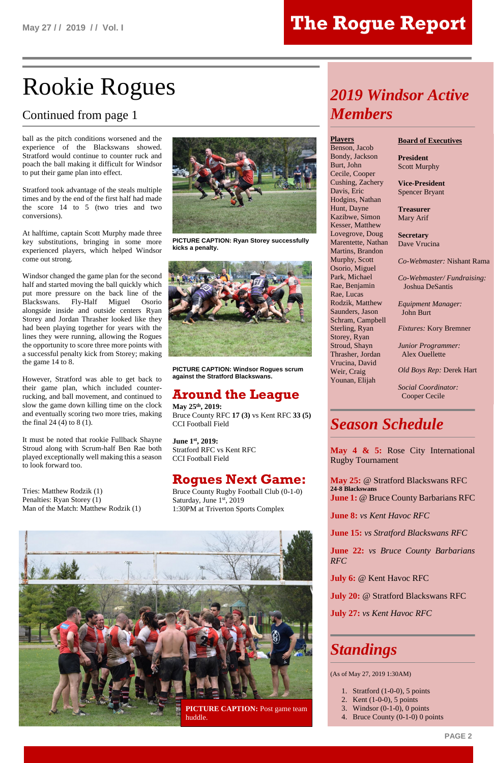# Rookie Rogues

## Continued from page 1

ball as the pitch conditions worsened and the experience of the Blackswans showed. Stratford would continue to counter ruck and poach the ball making it difficult for Windsor to put their game plan into effect.

Stratford took advantage of the steals multiple times and by the end of the first half had made the score 14 to 5 (two tries and two conversions).

At halftime, captain Scott Murphy made three key substitutions, bringing in some more experienced players, which helped Windsor come out strong.

Windsor changed the game plan for the second half and started moving the ball quickly which put more pressure on the back line of the Blackswans. Fly-Half Miguel Osorio alongside inside and outside centers Ryan Storey and Jordan Thrasher looked like they had been playing together for years with the lines they were running, allowing the Rogues the opportunity to score three more points with a successful penalty kick from Storey; making the game 14 to 8.

However, Stratford was able to get back to their game plan, which included counter-rucking, and ball movement, and continued to slow the game down killing time on the clock and eventually scoring two more tries, making the final 24 (4) to 8 (1).

It must be noted that rookie Fullback Shayne Stroud along with Scrum-half Ben Rae both played exceptionally well making this a season to look forward too.

Tries: Matthew Rodzik (1)
Penalties: Ryan Storey (1)
Man of the Match: Matthew Rodzik (1)

**PICTURE CAPTION: Ryan Storey successfully kicks a penalty.**

**PICTURE CAPTION: Windsor Rogues scrum against the Stratford Blackswans.**

## Around the League

**May 25th, 2019:**
Bruce County RFC **17 (3)** vs Kent RFC **33 (5)**
CCI Football Field

**June 1st, 2019:**
Stratford RFC vs Kent RFC
CCI Football Field

## Rogues Next Game:

Bruce County Rugby Football Club (0-1-0)
Saturday, June 1st, 2019
1:30PM at Triverton Sports Complex

**PICTURE CAPTION:** Post game team huddle.

## 2019 Windsor Active Members

**Players**
Benson, Jacob
Bondy, Jackson
Burt, John
Cecile, Cooper
Cushing, Zachery
Davis, Eric
Hodgins, Nathan
Hunt, Dayne
Kazibwe, Simon
Kesser, Matthew
Lovegrove, Doug
Marentette, Nathan
Martins, Brandon
Murphy, Scott
Osorio, Miguel
Park, Michael
Rae, Benjamin
Rae, Lucas
Rodzik, Matthew
Saunders, Jason
Schram, Campbell
Sterling, Ryan
Storey, Ryan
Stroud, Shayn
Thrasher, Jordan
Vrucina, David
Weir, Craig
Younan, Elijah

**Board of Executives**

**President**
Scott Murphy

**Vice-President**
Spencer Bryant

**Treasurer**
Mary Arif

**Secretary**
Dave Vrucina

*Co-Webmaster:* Nishant Rama

*Co-Webmaster/ Fundraising:* Joshua DeSantis

*Equipment Manager:* John Burt

*Fixtures:* Kory Bremner

*Junior Programmer:* Alex Ouellette

*Old Boys Rep:* Derek Hart

*Social Coordinator:* Cooper Cecile

## Season Schedule

**May 4 & 5:** Rose City International Rugby Tournament

**May 25:** @ Stratford Blackswans RFC
**24-8 Blackswans**

**June 1:** @ Bruce County Barbarians RFC

**June 8:** *vs Kent Havoc RFC*

**June 15:** *vs Stratford Blackswans RFC*

**June 22:** *vs Bruce County Barbarians RFC*

**July 6:** @ Kent Havoc RFC

**July 20:** @ Stratford Blackswans RFC

**July 27:** *vs Kent Havoc RFC*

## Standings

(As of May 27, 2019 1:30AM)

1. Stratford (1-0-0), 5 points
2. Kent (1-0-0), 5 points
3. Windsor (0-1-0), 0 points
4. Bruce County (0-1-0) 0 points